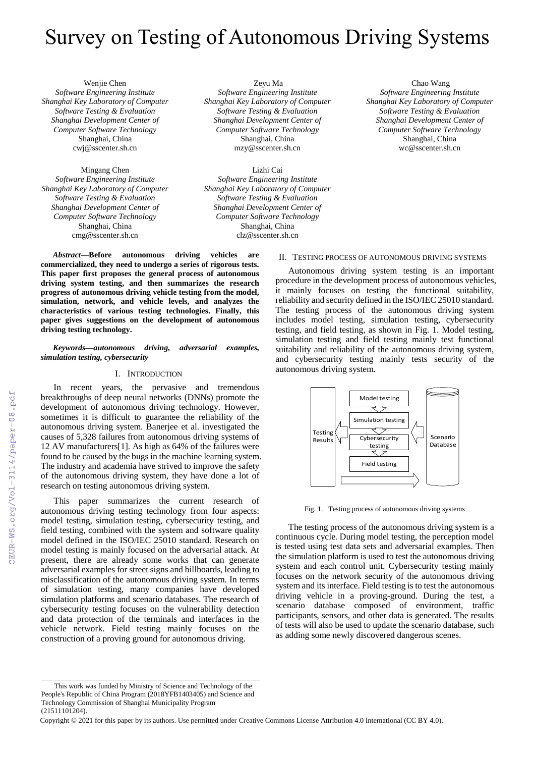# Survey on Testing of Autonomous Driving Systems

Wenjie Chen
*Software Engineering Institute*
*Shanghai Key Laboratory of Computer Software Testing & Evaluation*
*Shanghai Development Center of Computer Software Technology*
Shanghai, China
cwj@sscenter.sh.cn

Zeyu Ma
*Software Engineering Institute*
*Shanghai Key Laboratory of Computer Software Testing & Evaluation*
*Shanghai Development Center of Computer Software Technology*
Shanghai, China
mzy@sscenter.sh.cn

Chao Wang
*Software Engineering Institute*
*Shanghai Key Laboratory of Computer Software Testing & Evaluation*
*Shanghai Development Center of Computer Software Technology*
Shanghai, China
wc@sscenter.sh.cn

Mingang Chen
*Software Engineering Institute*
*Shanghai Key Laboratory of Computer Software Testing & Evaluation*
*Shanghai Development Center of Computer Software Technology*
Shanghai, China
cmg@sscenter.sh.cn

Lizhi Cai
*Software Engineering Institute*
*Shanghai Key Laboratory of Computer Software Testing & Evaluation*
*Shanghai Development Center of Computer Software Technology*
Shanghai, China
clz@sscenter.sh.cn

***Abstract*—Before autonomous driving vehicles are commercialized, they need to undergo a series of rigorous tests. This paper first proposes the general process of autonomous driving system testing, and then summarizes the research progress of autonomous driving vehicle testing from the model, simulation, network, and vehicle levels, and analyzes the characteristics of various testing technologies. Finally, this paper gives suggestions on the development of autonomous driving testing technology.**

***Keywords—autonomous driving, adversarial examples, simulation testing, cybersecurity***

## I. Introduction

In recent years, the pervasive and tremendous breakthroughs of deep neural networks (DNNs) promote the development of autonomous driving technology. However, sometimes it is difficult to guarantee the reliability of the autonomous driving system. Banerjee et al. investigated the causes of 5,328 failures from autonomous driving systems of 12 AV manufacturers[1]. As high as 64% of the failures were found to be caused by the bugs in the machine learning system. The industry and academia have strived to improve the safety of the autonomous driving system, they have done a lot of research on testing autonomous driving system.

This paper summarizes the current research of autonomous driving testing technology from four aspects: model testing, simulation testing, cybersecurity testing, and field testing, combined with the system and software quality model defined in the ISO/IEC 25010 standard. Research on model testing is mainly focused on the adversarial attack. At present, there are already some works that can generate adversarial examples for street signs and billboards, leading to misclassification of the autonomous driving system. In terms of simulation testing, many companies have developed simulation platforms and scenario databases. The research of cybersecurity testing focuses on the vulnerability detection and data protection of the terminals and interfaces in the vehicle network. Field testing mainly focuses on the construction of a proving ground for autonomous driving.

## II. Testing process of autonomous driving systems

Autonomous driving system testing is an important procedure in the development process of autonomous vehicles, it mainly focuses on testing the functional suitability, reliability and security defined in the ISO/IEC 25010 standard. The testing process of the autonomous driving system includes model testing, simulation testing, cybersecurity testing, and field testing, as shown in Fig. 1. Model testing, simulation testing and field testing mainly test functional suitability and reliability of the autonomous driving system, and cybersecurity testing mainly tests security of the autonomous driving system.

Fig. 1. Testing process of autonomous driving systems

The testing process of the autonomous driving system is a continuous cycle. During model testing, the perception model is tested using test data sets and adversarial examples. Then the simulation platform is used to test the autonomous driving system and each control unit. Cybersecurity testing mainly focuses on the network security of the autonomous driving system and its interface. Field testing is to test the autonomous driving vehicle in a proving-ground. During the test, a scenario database composed of environment, traffic participants, sensors, and other data is generated. The results of tests will also be used to update the scenario database, such as adding some newly discovered dangerous scenes.

This work was funded by Ministry of Science and Technology of the People's Republic of China Program (2018YFB1403405) and Science and Technology Commission of Shanghai Municipality Program (21511101204).

Copyright © 2021 for this paper by its authors. Use permitted under Creative Commons License Attribution 4.0 International (CC BY 4.0).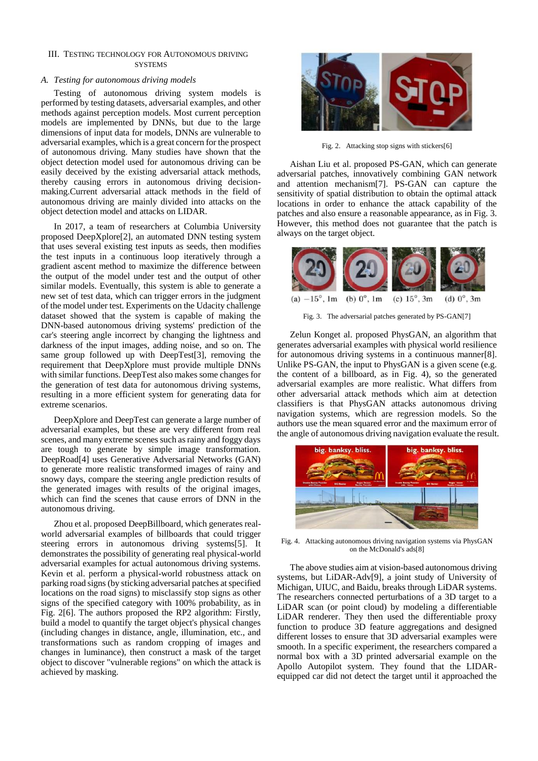## III. Testing Technology for Autonomous Driving Systems

### A. Testing for autonomous driving models

Testing of autonomous driving system models is performed by testing datasets, adversarial examples, and other methods against perception models. Most current perception models are implemented by DNNs, but due to the large dimensions of input data for models, DNNs are vulnerable to adversarial examples, which is a great concern for the prospect of autonomous driving. Many studies have shown that the object detection model used for autonomous driving can be easily deceived by the existing adversarial attack methods, thereby causing errors in autonomous driving decision-making.Current adversarial attack methods in the field of autonomous driving are mainly divided into attacks on the object detection model and attacks on LIDAR.

In 2017, a team of researchers at Columbia University proposed DeepXplore[2], an automated DNN testing system that uses several existing test inputs as seeds, then modifies the test inputs in a continuous loop iteratively through a gradient ascent method to maximize the difference between the output of the model under test and the output of other similar models. Eventually, this system is able to generate a new set of test data, which can trigger errors in the judgment of the model under test. Experiments on the Udacity challenge dataset showed that the system is capable of making the DNN-based autonomous driving systems' prediction of the car's steering angle incorrect by changing the lightness and darkness of the input images, adding noise, and so on. The same group followed up with DeepTest[3], removing the requirement that DeepXplore must provide multiple DNNs with similar functions. DeepTest also makes some changes for the generation of test data for autonomous driving systems, resulting in a more efficient system for generating data for extreme scenarios.

DeepXplore and DeepTest can generate a large number of adversarial examples, but these are very different from real scenes, and many extreme scenes such as rainy and foggy days are tough to generate by simple image transformation. DeepRoad[4] uses Generative Adversarial Networks (GAN) to generate more realistic transformed images of rainy and snowy days, compare the steering angle prediction results of the generated images with results of the original images, which can find the scenes that cause errors of DNN in the autonomous driving.

Zhou et al. proposed DeepBillboard, which generates real-world adversarial examples of billboards that could trigger steering errors in autonomous driving systems[5]. It demonstrates the possibility of generating real physical-world adversarial examples for actual autonomous driving systems. Kevin et al. perform a physical-world robustness attack on parking road signs (by sticking adversarial patches at specified locations on the road signs) to misclassify stop signs as other signs of the specified category with 100% probability, as in Fig. 2[6]. The authors proposed the RP2 algorithm: Firstly, build a model to quantify the target object's physical changes (including changes in distance, angle, illumination, etc., and transformations such as random cropping of images and changes in luminance), then construct a mask of the target object to discover "vulnerable regions" on which the attack is achieved by masking.

Fig. 2. Attacking stop signs with stickers[6]

Aishan Liu et al. proposed PS-GAN, which can generate adversarial patches, innovatively combining GAN network and attention mechanism[7]. PS-GAN can capture the sensitivity of spatial distribution to obtain the optimal attack locations in order to enhance the attack capability of the patches and also ensure a reasonable appearance, as in Fig. 3. However, this method does not guarantee that the patch is always on the target object.

(a) $-15°$, 1m (b) $0°$, 1m (c) $15°$, 3m (d) $0°$, 3m

Fig. 3. The adversarial patches generated by PS-GAN[7]

Zelun Konget al. proposed PhysGAN, an algorithm that generates adversarial examples with physical world resilience for autonomous driving systems in a continuous manner[8]. Unlike PS-GAN, the input to PhysGAN is a given scene (e.g. the content of a billboard, as in Fig. 4), so the generated adversarial examples are more realistic. What differs from other adversarial attack methods which aim at detection classifiers is that PhysGAN attacks autonomous driving navigation systems, which are regression models. So the authors use the mean squared error and the maximum error of the angle of autonomous driving navigation evaluate the result.

Fig. 4. Attacking autonomous driving navigation systems via PhysGAN on the McDonald's ads[8]

The above studies aim at vision-based autonomous driving systems, but LiDAR-Adv[9], a joint study of University of Michigan, UIUC, and Baidu, breaks through LiDAR systems. The researchers connected perturbations of a 3D target to a LiDAR scan (or point cloud) by modeling a differentiable LiDAR renderer. They then used the differentiable proxy function to produce 3D feature aggregations and designed different losses to ensure that 3D adversarial examples were smooth. In a specific experiment, the researchers compared a normal box with a 3D printed adversarial example on the Apollo Autopilot system. They found that the LIDAR-equipped car did not detect the target until it approached the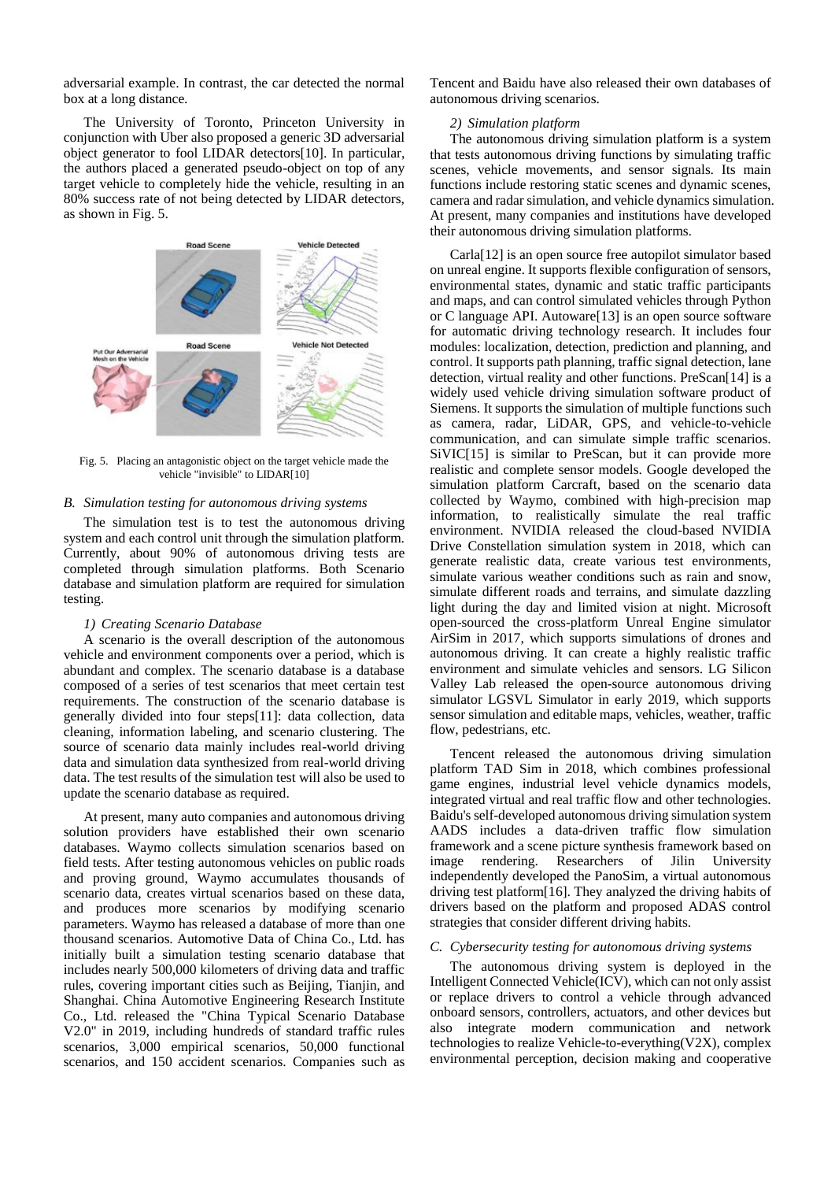adversarial example. In contrast, the car detected the normal box at a long distance.

The University of Toronto, Princeton University in conjunction with Uber also proposed a generic 3D adversarial object generator to fool LIDAR detectors[10]. In particular, the authors placed a generated pseudo-object on top of any target vehicle to completely hide the vehicle, resulting in an 80% success rate of not being detected by LIDAR detectors, as shown in Fig. 5.

Fig. 5. Placing an antagonistic object on the target vehicle made the vehicle "invisible" to LIDAR[10]

### *B. Simulation testing for autonomous driving systems*

The simulation test is to test the autonomous driving system and each control unit through the simulation platform. Currently, about 90% of autonomous driving tests are completed through simulation platforms. Both Scenario database and simulation platform are required for simulation testing.

#### *1) Creating Scenario Database*

A scenario is the overall description of the autonomous vehicle and environment components over a period, which is abundant and complex. The scenario database is a database composed of a series of test scenarios that meet certain test requirements. The construction of the scenario database is generally divided into four steps[11]: data collection, data cleaning, information labeling, and scenario clustering. The source of scenario data mainly includes real-world driving data and simulation data synthesized from real-world driving data. The test results of the simulation test will also be used to update the scenario database as required.

At present, many auto companies and autonomous driving solution providers have established their own scenario databases. Waymo collects simulation scenarios based on field tests. After testing autonomous vehicles on public roads and proving ground, Waymo accumulates thousands of scenario data, creates virtual scenarios based on these data, and produces more scenarios by modifying scenario parameters. Waymo has released a database of more than one thousand scenarios. Automotive Data of China Co., Ltd. has initially built a simulation testing scenario database that includes nearly 500,000 kilometers of driving data and traffic rules, covering important cities such as Beijing, Tianjin, and Shanghai. China Automotive Engineering Research Institute Co., Ltd. released the "China Typical Scenario Database V2.0" in 2019, including hundreds of standard traffic rules scenarios, 3,000 empirical scenarios, 50,000 functional scenarios, and 150 accident scenarios. Companies such as Tencent and Baidu have also released their own databases of autonomous driving scenarios.

#### *2) Simulation platform*

The autonomous driving simulation platform is a system that tests autonomous driving functions by simulating traffic scenes, vehicle movements, and sensor signals. Its main functions include restoring static scenes and dynamic scenes, camera and radar simulation, and vehicle dynamics simulation. At present, many companies and institutions have developed their autonomous driving simulation platforms.

Carla[12] is an open source free autopilot simulator based on unreal engine. It supports flexible configuration of sensors, environmental states, dynamic and static traffic participants and maps, and can control simulated vehicles through Python or C language API. Autoware[13] is an open source software for automatic driving technology research. It includes four modules: localization, detection, prediction and planning, and control. It supports path planning, traffic signal detection, lane detection, virtual reality and other functions. PreScan[14] is a widely used vehicle driving simulation software product of Siemens. It supports the simulation of multiple functions such as camera, radar, LiDAR, GPS, and vehicle-to-vehicle communication, and can simulate simple traffic scenarios. SiVIC[15] is similar to PreScan, but it can provide more realistic and complete sensor models. Google developed the simulation platform Carcraft, based on the scenario data collected by Waymo, combined with high-precision map information, to realistically simulate the real traffic environment. NVIDIA released the cloud-based NVIDIA Drive Constellation simulation system in 2018, which can generate realistic data, create various test environments, simulate various weather conditions such as rain and snow, simulate different roads and terrains, and simulate dazzling light during the day and limited vision at night. Microsoft open-sourced the cross-platform Unreal Engine simulator AirSim in 2017, which supports simulations of drones and autonomous driving. It can create a highly realistic traffic environment and simulate vehicles and sensors. LG Silicon Valley Lab released the open-source autonomous driving simulator LGSVL Simulator in early 2019, which supports sensor simulation and editable maps, vehicles, weather, traffic flow, pedestrians, etc.

Tencent released the autonomous driving simulation platform TAD Sim in 2018, which combines professional game engines, industrial level vehicle dynamics models, integrated virtual and real traffic flow and other technologies. Baidu's self-developed autonomous driving simulation system AADS includes a data-driven traffic flow simulation framework and a scene picture synthesis framework based on image rendering. Researchers of Jilin University independently developed the PanoSim, a virtual autonomous driving test platform[16]. They analyzed the driving habits of drivers based on the platform and proposed ADAS control strategies that consider different driving habits.

### *C. Cybersecurity testing for autonomous driving systems*

The autonomous driving system is deployed in the Intelligent Connected Vehicle(ICV), which can not only assist or replace drivers to control a vehicle through advanced onboard sensors, controllers, actuators, and other devices but also integrate modern communication and network technologies to realize Vehicle-to-everything(V2X), complex environmental perception, decision making and cooperative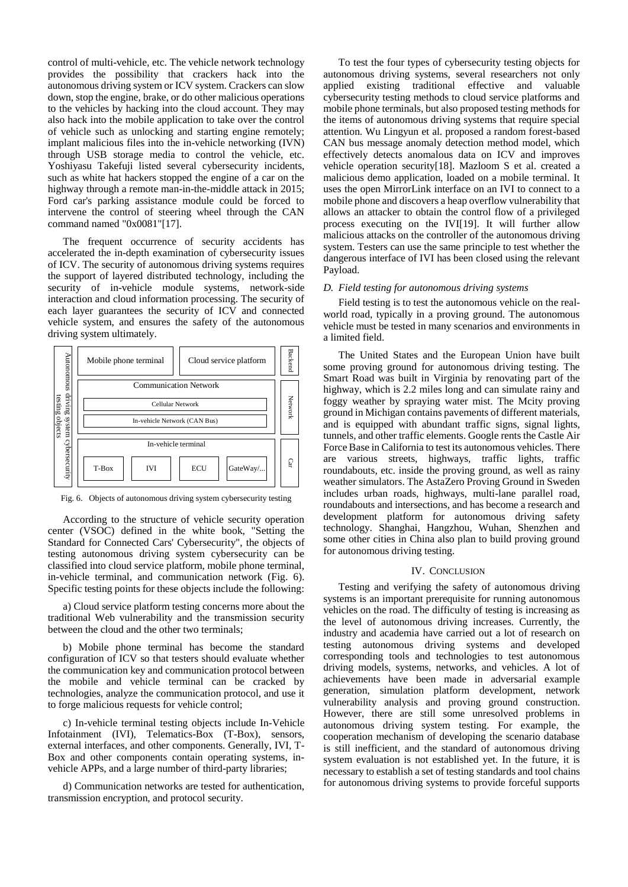control of multi-vehicle, etc. The vehicle network technology provides the possibility that crackers hack into the autonomous driving system or ICV system. Crackers can slow down, stop the engine, brake, or do other malicious operations to the vehicles by hacking into the cloud account. They may also hack into the mobile application to take over the control of vehicle such as unlocking and starting engine remotely; implant malicious files into the in-vehicle networking (IVN) through USB storage media to control the vehicle, etc. Yoshiyasu Takefuji listed several cybersecurity incidents, such as white hat hackers stopped the engine of a car on the highway through a remote man-in-the-middle attack in 2015; Ford car's parking assistance module could be forced to intervene the control of steering wheel through the CAN command named "0x0081"[17].

The frequent occurrence of security accidents has accelerated the in-depth examination of cybersecurity issues of ICV. The security of autonomous driving systems requires the support of layered distributed technology, including the security of in-vehicle module systems, network-side interaction and cloud information processing. The security of each layer guarantees the security of ICV and connected vehicle system, and ensures the safety of the autonomous driving system ultimately.

| Autonomous driving system cybersecurity testing objects | Mobile phone terminal | Cloud service platform | Backend |
|---|---|---|---|
| | Communication Network: Cellular Network; In-vehicle Network (CAN Bus) | | Network |
| | In-vehicle terminal: T-Box, IVI, ECU, GateWay/... | | Car |

Fig. 6. Objects of autonomous driving system cybersecurity testing

According to the structure of vehicle security operation center (VSOC) defined in the white book, "Setting the Standard for Connected Cars' Cybersecurity", the objects of testing autonomous driving system cybersecurity can be classified into cloud service platform, mobile phone terminal, in-vehicle terminal, and communication network (Fig. 6). Specific testing points for these objects include the following:

a) Cloud service platform testing concerns more about the traditional Web vulnerability and the transmission security between the cloud and the other two terminals;

b) Mobile phone terminal has become the standard configuration of ICV so that testers should evaluate whether the communication key and communication protocol between the mobile and vehicle terminal can be cracked by technologies, analyze the communication protocol, and use it to forge malicious requests for vehicle control;

c) In-vehicle terminal testing objects include In-Vehicle Infotainment (IVI), Telematics-Box (T-Box), sensors, external interfaces, and other components. Generally, IVI, T-Box and other components contain operating systems, in-vehicle APPs, and a large number of third-party libraries;

d) Communication networks are tested for authentication, transmission encryption, and protocol security.

To test the four types of cybersecurity testing objects for autonomous driving systems, several researchers not only applied existing traditional effective and valuable cybersecurity testing methods to cloud service platforms and mobile phone terminals, but also proposed testing methods for the items of autonomous driving systems that require special attention. Wu Lingyun et al. proposed a random forest-based CAN bus message anomaly detection method model, which effectively detects anomalous data on ICV and improves vehicle operation security[18]. Mazloom S et al. created a malicious demo application, loaded on a mobile terminal. It uses the open MirrorLink interface on an IVI to connect to a mobile phone and discovers a heap overflow vulnerability that allows an attacker to obtain the control flow of a privileged process executing on the IVI[19]. It will further allow malicious attacks on the controller of the autonomous driving system. Testers can use the same principle to test whether the dangerous interface of IVI has been closed using the relevant Payload.

### *D. Field testing for autonomous driving systems*

Field testing is to test the autonomous vehicle on the real-world road, typically in a proving ground. The autonomous vehicle must be tested in many scenarios and environments in a limited field.

The United States and the European Union have built some proving ground for autonomous driving testing. The Smart Road was built in Virginia by renovating part of the highway, which is 2.2 miles long and can simulate rainy and foggy weather by spraying water mist. The Mcity proving ground in Michigan contains pavements of different materials, and is equipped with abundant traffic signs, signal lights, tunnels, and other traffic elements. Google rents the Castle Air Force Base in California to test its autonomous vehicles. There are various streets, highways, traffic lights, traffic roundabouts, etc. inside the proving ground, as well as rainy weather simulators. The AstaZero Proving Ground in Sweden includes urban roads, highways, multi-lane parallel road, roundabouts and intersections, and has become a research and development platform for autonomous driving safety technology. Shanghai, Hangzhou, Wuhan, Shenzhen and some other cities in China also plan to build proving ground for autonomous driving testing.

## IV. Conclusion

Testing and verifying the safety of autonomous driving systems is an important prerequisite for running autonomous vehicles on the road. The difficulty of testing is increasing as the level of autonomous driving increases. Currently, the industry and academia have carried out a lot of research on testing autonomous driving systems and developed corresponding tools and technologies to test autonomous driving models, systems, networks, and vehicles. A lot of achievements have been made in adversarial example generation, simulation platform development, network vulnerability analysis and proving ground construction. However, there are still some unresolved problems in autonomous driving system testing. For example, the cooperation mechanism of developing the scenario database is still inefficient, and the standard of autonomous driving system evaluation is not established yet. In the future, it is necessary to establish a set of testing standards and tool chains for autonomous driving systems to provide forceful supports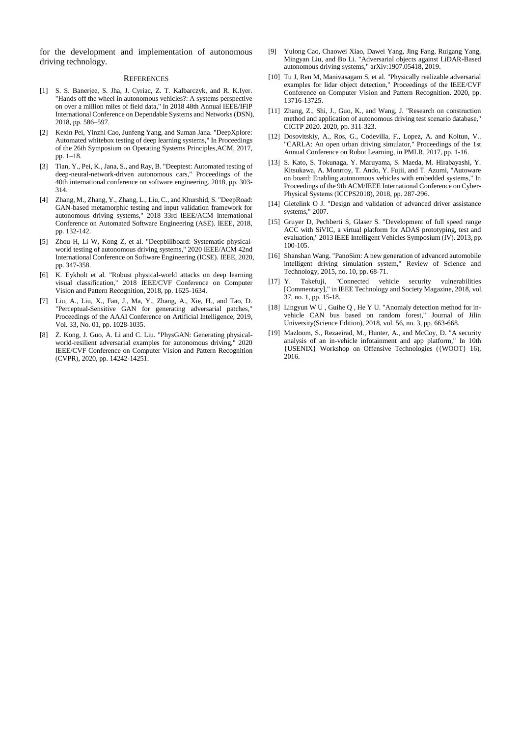for the development and implementation of autonomous driving technology.

## REFERENCES

[1] S. S. Banerjee, S. Jha, J. Cyriac, Z. T. Kalbarczyk, and R. K.Iyer. "Hands off the wheel in autonomous vehicles?: A systems perspective on over a million miles of field data," In 2018 48th Annual IEEE/IFIP International Conference on Dependable Systems and Networks (DSN), 2018, pp. 586–597.

[2] Kexin Pei, Yinzhi Cao, Junfeng Yang, and Suman Jana. "DeepXplore: Automated whitebox testing of deep learning systems," In Proceedings of the 26th Symposium on Operating Systems Principles,ACM, 2017, pp. 1–18.

[3] Tian, Y., Pei, K., Jana, S., and Ray, B. "Deeptest: Automated testing of deep-neural-network-driven autonomous cars," Proceedings of the 40th international conference on software engineering. 2018, pp. 303-314.

[4] Zhang, M., Zhang, Y., Zhang, L., Liu, C., and Khurshid, S. "DeepRoad: GAN-based metamorphic testing and input validation framework for autonomous driving systems," 2018 33rd IEEE/ACM International Conference on Automated Software Engineering (ASE). IEEE, 2018, pp. 132-142.

[5] Zhou H, Li W, Kong Z, et al. "Deepbillboard: Systematic physical-world testing of autonomous driving systems," 2020 IEEE/ACM 42nd International Conference on Software Engineering (ICSE). IEEE, 2020, pp. 347-358.

[6] K. Eykholt et al. "Robust physical-world attacks on deep learning visual classification," 2018 IEEE/CVF Conference on Computer Vision and Pattern Recognition, 2018, pp. 1625-1634.

[7] Liu, A., Liu, X., Fan, J., Ma, Y., Zhang, A., Xie, H., and Tao, D. "Perceptual-Sensitive GAN for generating adversarial patches," Proceedings of the AAAI Conference on Artificial Intelligence, 2019, Vol. 33, No. 01, pp. 1028-1035.

[8] Z. Kong, J. Guo, A. Li and C. Liu. "PhysGAN: Generating physical-world-resilient adversarial examples for autonomous driving," 2020 IEEE/CVF Conference on Computer Vision and Pattern Recognition (CVPR), 2020, pp. 14242-14251.

[9] Yulong Cao, Chaowei Xiao, Dawei Yang, Jing Fang, Ruigang Yang, Mingyan Liu, and Bo Li. "Adversarial objects against LiDAR-Based autonomous driving systems," arXiv:1907.05418, 2019.

[10] Tu J, Ren M, Manivasagam S, et al. "Physically realizable adversarial examples for lidar object detection," Proceedings of the IEEE/CVF Conference on Computer Vision and Pattern Recognition. 2020, pp. 13716-13725.

[11] Zhang, Z., Shi, J., Guo, K., and Wang, J. "Research on construction method and application of autonomous driving test scenario database," CICTP 2020. 2020, pp. 311-323.

[12] Dosovitskiy, A., Ros, G., Codevilla, F., Lopez, A. and Koltun, V.. "CARLA: An open urban driving simulator," Proceedings of the 1st Annual Conference on Robot Learning, in PMLR, 2017, pp. 1-16.

[13] S. Kato, S. Tokunaga, Y. Maruyama, S. Maeda, M. Hirabayashi, Y. Kitsukawa, A. Monrroy, T. Ando, Y. Fujii, and T. Azumi, "Autoware on board: Enabling autonomous vehicles with embedded systems," In Proceedings of the 9th ACM/IEEE International Conference on Cyber-Physical Systems (ICCPS2018), 2018, pp. 287-296.

[14] Gietelink O J. "Design and validation of advanced driver assistance systems," 2007.

[15] Gruyer D, Pechberti S, Glaser S. "Development of full speed range ACC with SiVIC, a virtual platform for ADAS prototyping, test and evaluation," 2013 IEEE Intelligent Vehicles Symposium (IV). 2013, pp. 100-105.

[16] Shanshan Wang. "PanoSim: A new generation of advanced automobile intelligent driving simulation system," Review of Science and Technology, 2015, no. 10, pp. 68-71.

[17] Y. Takefuji, "Connected vehicle security vulnerabilities [Commentary]," in IEEE Technology and Society Magazine, 2018, vol. 37, no. 1, pp. 15-18.

[18] Lingyun W U , Guihe Q , He Y U. "Anomaly detection method for in-vehicle CAN bus based on random forest," Journal of Jilin University(Science Edition), 2018, vol. 56, no. 3, pp. 663-668.

[19] Mazloom, S., Rezaeirad, M., Hunter, A., and McCoy, D. "A security analysis of an in-vehicle infotainment and app platform," In 10th {USENIX} Workshop on Offensive Technologies ({WOOT} 16), 2016.